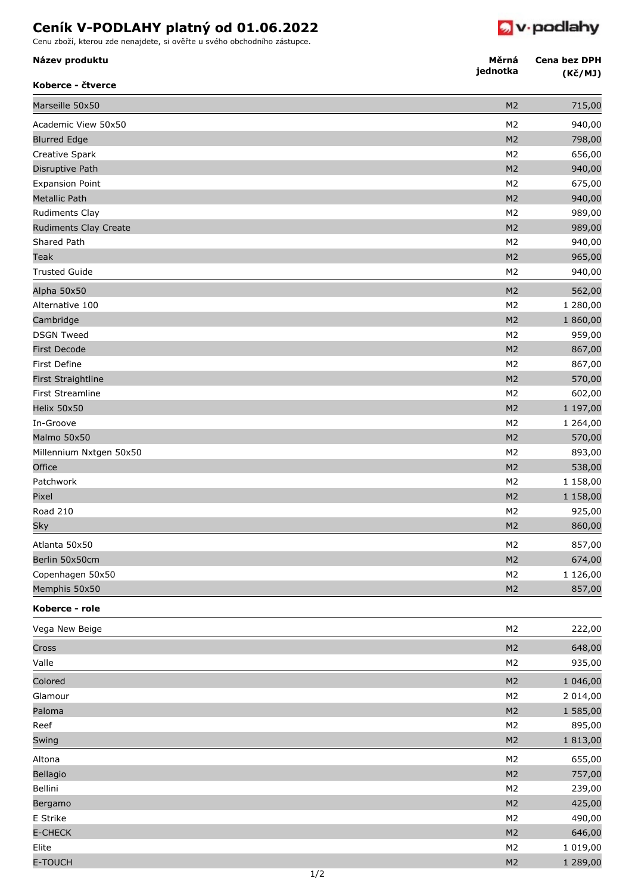# Ceník V-PODLAHY platný od 01.06.2022

Cenu zboží, kterou zde nenajdete, si ověřte u svého obchodního zástupce.

| Název produktu | Měrná jednotka | Cena bez DPH (Kč/MJ) |
|---|---|---|
| **Koberce - čtverce** | | |
| Marseille 50x50 | M2 | 715,00 |
| Academic View 50x50 | M2 | 940,00 |
| Blurred Edge | M2 | 798,00 |
| Creative Spark | M2 | 656,00 |
| Disruptive Path | M2 | 940,00 |
| Expansion Point | M2 | 675,00 |
| Metallic Path | M2 | 940,00 |
| Rudiments Clay | M2 | 989,00 |
| Rudiments Clay Create | M2 | 989,00 |
| Shared Path | M2 | 940,00 |
| Teak | M2 | 965,00 |
| Trusted Guide | M2 | 940,00 |
| Alpha 50x50 | M2 | 562,00 |
| Alternative 100 | M2 | 1 280,00 |
| Cambridge | M2 | 1 860,00 |
| DSGN Tweed | M2 | 959,00 |
| First Decode | M2 | 867,00 |
| First Define | M2 | 867,00 |
| First Straightline | M2 | 570,00 |
| First Streamline | M2 | 602,00 |
| Helix 50x50 | M2 | 1 197,00 |
| In-Groove | M2 | 1 264,00 |
| Malmo 50x50 | M2 | 570,00 |
| Millennium Nxtgen 50x50 | M2 | 893,00 |
| Office | M2 | 538,00 |
| Patchwork | M2 | 1 158,00 |
| Pixel | M2 | 1 158,00 |
| Road 210 | M2 | 925,00 |
| Sky | M2 | 860,00 |
| Atlanta 50x50 | M2 | 857,00 |
| Berlin 50x50cm | M2 | 674,00 |
| Copenhagen 50x50 | M2 | 1 126,00 |
| Memphis 50x50 | M2 | 857,00 |
| **Koberce - role** | | |
| Vega New Beige | M2 | 222,00 |
| Cross | M2 | 648,00 |
| Valle | M2 | 935,00 |
| Colored | M2 | 1 046,00 |
| Glamour | M2 | 2 014,00 |
| Paloma | M2 | 1 585,00 |
| Reef | M2 | 895,00 |
| Swing | M2 | 1 813,00 |
| Altona | M2 | 655,00 |
| Bellagio | M2 | 757,00 |
| Bellini | M2 | 239,00 |
| Bergamo | M2 | 425,00 |
| E Strike | M2 | 490,00 |
| E-CHECK | M2 | 646,00 |
| Elite | M2 | 1 019,00 |
| E-TOUCH | M2 | 1 289,00 |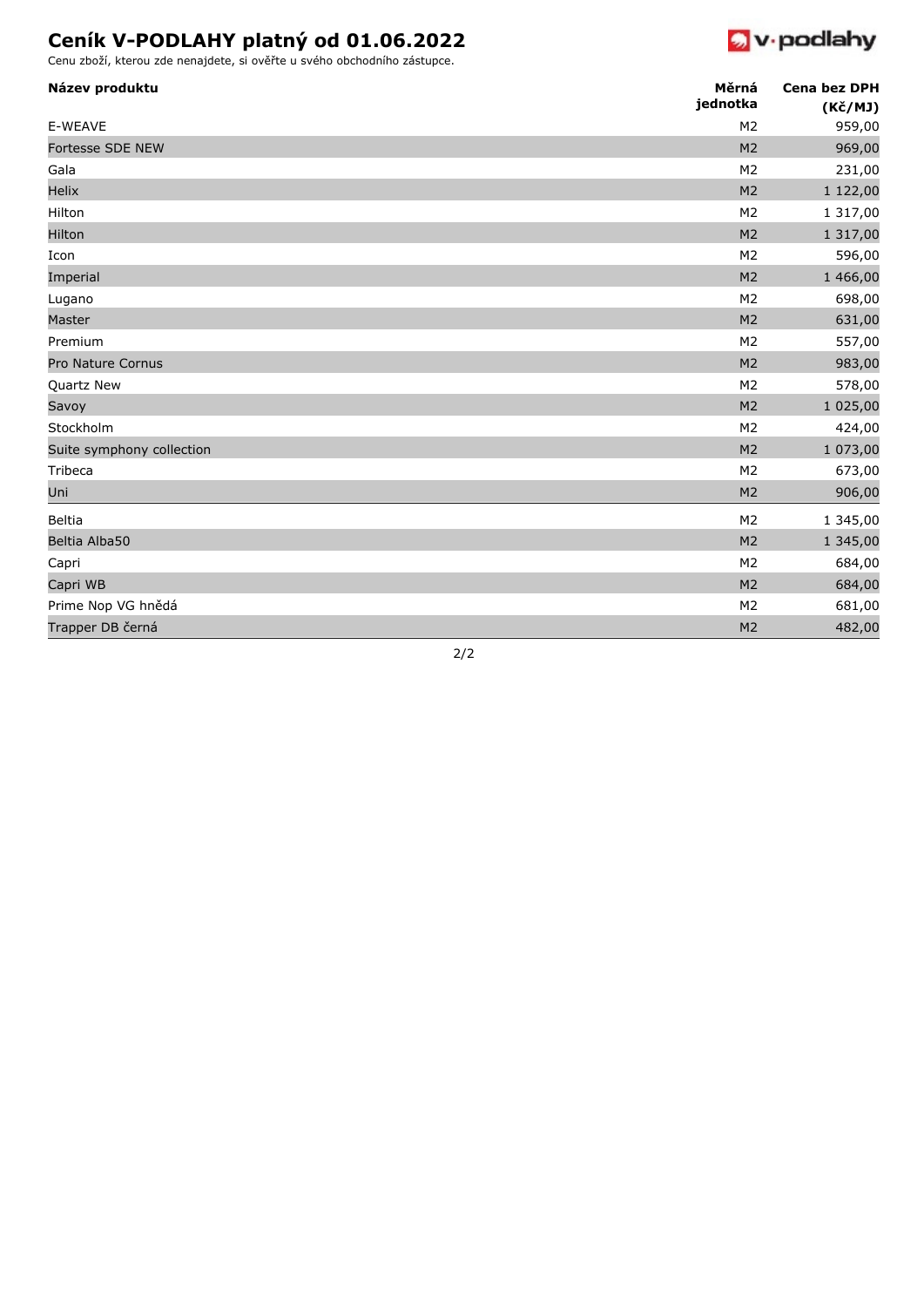# Ceník V-PODLAHY platný od 01.06.2022

Cenu zboží, kterou zde nenajdete, si ověřte u svého obchodního zástupce.

| Název produktu | Měrná jednotka | Cena bez DPH (Kč/MJ) |
| --- | --- | --- |
| E-WEAVE | M2 | 959,00 |
| Fortesse SDE NEW | M2 | 969,00 |
| Gala | M2 | 231,00 |
| Helix | M2 | 1 122,00 |
| Hilton | M2 | 1 317,00 |
| Hilton | M2 | 1 317,00 |
| Icon | M2 | 596,00 |
| Imperial | M2 | 1 466,00 |
| Lugano | M2 | 698,00 |
| Master | M2 | 631,00 |
| Premium | M2 | 557,00 |
| Pro Nature Cornus | M2 | 983,00 |
| Quartz New | M2 | 578,00 |
| Savoy | M2 | 1 025,00 |
| Stockholm | M2 | 424,00 |
| Suite symphony collection | M2 | 1 073,00 |
| Tribeca | M2 | 673,00 |
| Uni | M2 | 906,00 |
| Beltia | M2 | 1 345,00 |
| Beltia Alba50 | M2 | 1 345,00 |
| Capri | M2 | 684,00 |
| Capri WB | M2 | 684,00 |
| Prime Nop VG hnědá | M2 | 681,00 |
| Trapper DB černá | M2 | 482,00 |